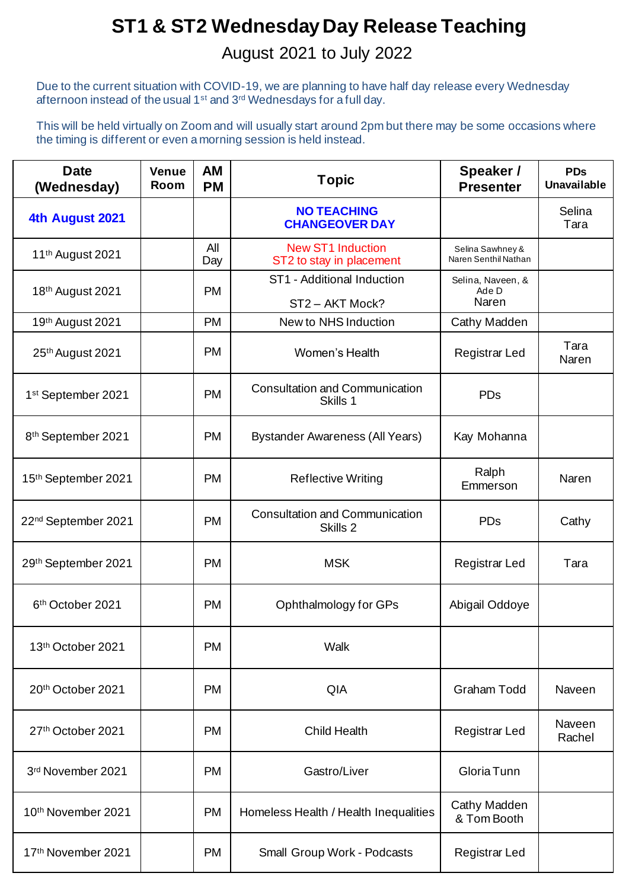# ST1 & ST2 Wednesday Day Release Teaching

August 2021 to July 2022

Due to the current situation with COVID-19, we are planning to have half day release every Wednesday afternoon instead of the usual 1st and 3rd Wednesdays for a full day.

This will be held virtually on Zoom and will usually start around 2pm but there may be some occasions where the timing is different or even a morning session is held instead.

| Date (Wednesday) | Venue Room | AM PM | Topic | Speaker / Presenter | PDs Unavailable |
|---|---|---|---|---|---|
| **4th August 2021** | | | **NO TEACHING CHANGEOVER DAY** | | Selina Tara |
| 11th August 2021 | | All Day | New ST1 Induction<br>ST2 to stay in placement | Selina Sawhney & Naren Senthil Nathan | |
| 18th August 2021 | | PM | ST1 - Additional Induction<br><br>ST2 – AKT Mock? | Selina, Naveen, & Ade D<br>Naren | |
| 19th August 2021 | | PM | New to NHS Induction | Cathy Madden | |
| 25th August 2021 | | PM | Women's Health | Registrar Led | Tara Naren |
| 1st September 2021 | | PM | Consultation and Communication Skills 1 | PDs | |
| 8th September 2021 | | PM | Bystander Awareness (All Years) | Kay Mohanna | |
| 15th September 2021 | | PM | Reflective Writing | Ralph Emmerson | Naren |
| 22nd September 2021 | | PM | Consultation and Communication Skills 2 | PDs | Cathy |
| 29th September 2021 | | PM | MSK | Registrar Led | Tara |
| 6th October 2021 | | PM | Ophthalmology for GPs | Abigail Oddoye | |
| 13th October 2021 | | PM | Walk | | |
| 20th October 2021 | | PM | QIA | Graham Todd | Naveen |
| 27th October 2021 | | PM | Child Health | Registrar Led | Naveen Rachel |
| 3rd November 2021 | | PM | Gastro/Liver | Gloria Tunn | |
| 10th November 2021 | | PM | Homeless Health / Health Inequalities | Cathy Madden & Tom Booth | |
| 17th November 2021 | | PM | Small Group Work - Podcasts | Registrar Led | |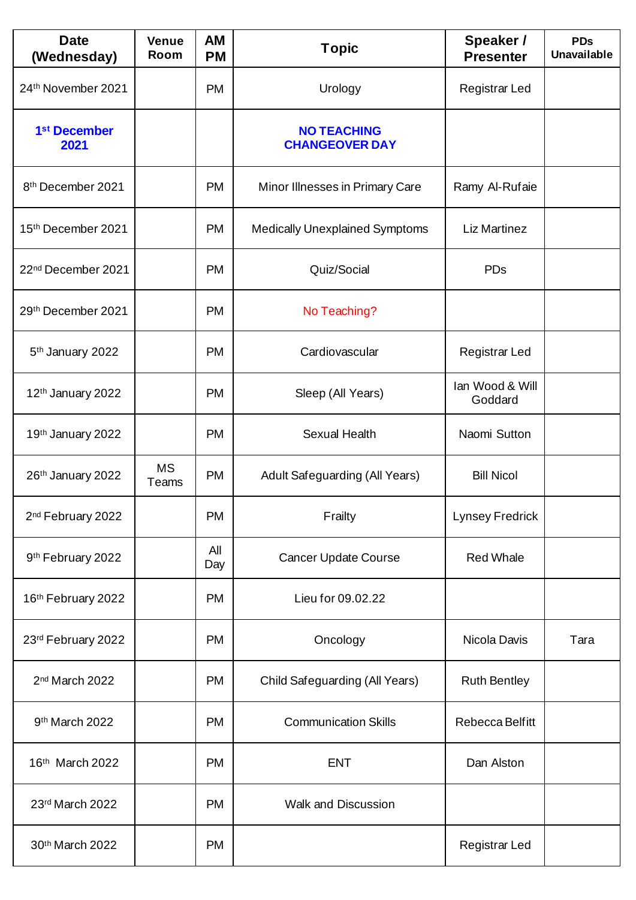| Date (Wednesday) | Venue Room | AM PM | Topic | Speaker / Presenter | PDs Unavailable |
|---|---|---|---|---|---|
| 24th November 2021 | | PM | Urology | Registrar Led | |
| **1st December 2021** | | | **NO TEACHING CHANGEOVER DAY** | | |
| 8th December 2021 | | PM | Minor Illnesses in Primary Care | Ramy Al-Rufaie | |
| 15th December 2021 | | PM | Medically Unexplained Symptoms | Liz Martinez | |
| 22nd December 2021 | | PM | Quiz/Social | PDs | |
| 29th December 2021 | | PM | No Teaching? | | |
| 5th January 2022 | | PM | Cardiovascular | Registrar Led | |
| 12th January 2022 | | PM | Sleep (All Years) | Ian Wood & Will Goddard | |
| 19th January 2022 | | PM | Sexual Health | Naomi Sutton | |
| 26th January 2022 | MS Teams | PM | Adult Safeguarding (All Years) | Bill Nicol | |
| 2nd February 2022 | | PM | Frailty | Lynsey Fredrick | |
| 9th February 2022 | | All Day | Cancer Update Course | Red Whale | |
| 16th February 2022 | | PM | Lieu for 09.02.22 | | |
| 23rd February 2022 | | PM | Oncology | Nicola Davis | Tara |
| 2nd March 2022 | | PM | Child Safeguarding (All Years) | Ruth Bentley | |
| 9th March 2022 | | PM | Communication Skills | Rebecca Belfitt | |
| 16th March 2022 | | PM | ENT | Dan Alston | |
| 23rd March 2022 | | PM | Walk and Discussion | | |
| 30th March 2022 | | PM | | Registrar Led | |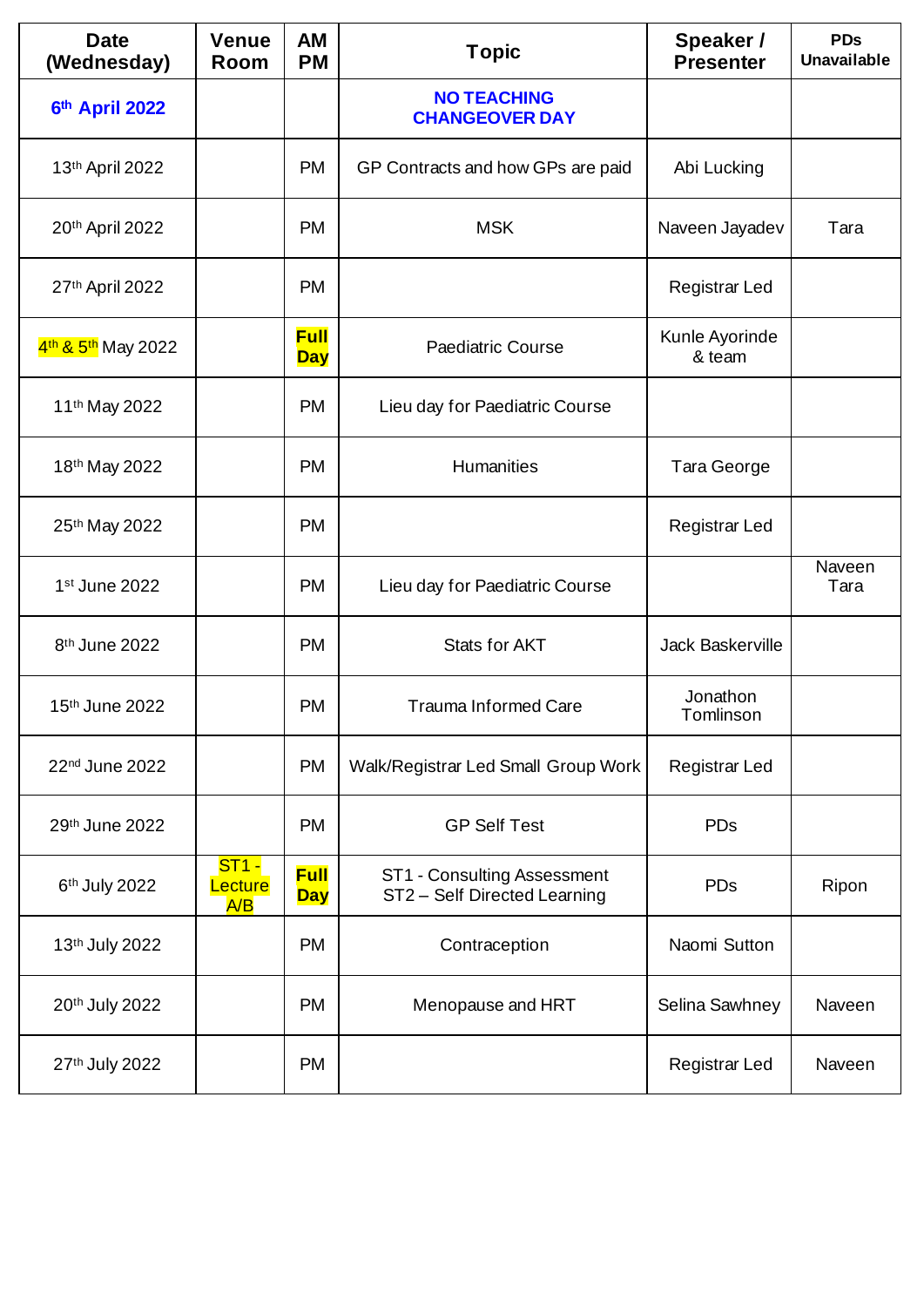| Date (Wednesday) | Venue Room | AM PM | Topic | Speaker / Presenter | PDs Unavailable |
|---|---|---|---|---|---|
| **6th April 2022** | | | **NO TEACHING CHANGEOVER DAY** | | |
| 13th April 2022 | | PM | GP Contracts and how GPs are paid | Abi Lucking | |
| 20th April 2022 | | PM | MSK | Naveen Jayadev | Tara |
| 27th April 2022 | | PM | | Registrar Led | |
| 4th & 5th May 2022 | | **Full Day** | Paediatric Course | Kunle Ayorinde & team | |
| 11th May 2022 | | PM | Lieu day for Paediatric Course | | |
| 18th May 2022 | | PM | Humanities | Tara George | |
| 25th May 2022 | | PM | | Registrar Led | |
| 1st June 2022 | | PM | Lieu day for Paediatric Course | | Naveen Tara |
| 8th June 2022 | | PM | Stats for AKT | Jack Baskerville | |
| 15th June 2022 | | PM | Trauma Informed Care | Jonathon Tomlinson | |
| 22nd June 2022 | | PM | Walk/Registrar Led Small Group Work | Registrar Led | |
| 29th June 2022 | | PM | GP Self Test | PDs | |
| 6th July 2022 | ST1 - Lecture A/B | **Full Day** | ST1 - Consulting Assessment<br>ST2 – Self Directed Learning | PDs | Ripon |
| 13th July 2022 | | PM | Contraception | Naomi Sutton | |
| 20th July 2022 | | PM | Menopause and HRT | Selina Sawhney | Naveen |
| 27th July 2022 | | PM | | Registrar Led | Naveen |